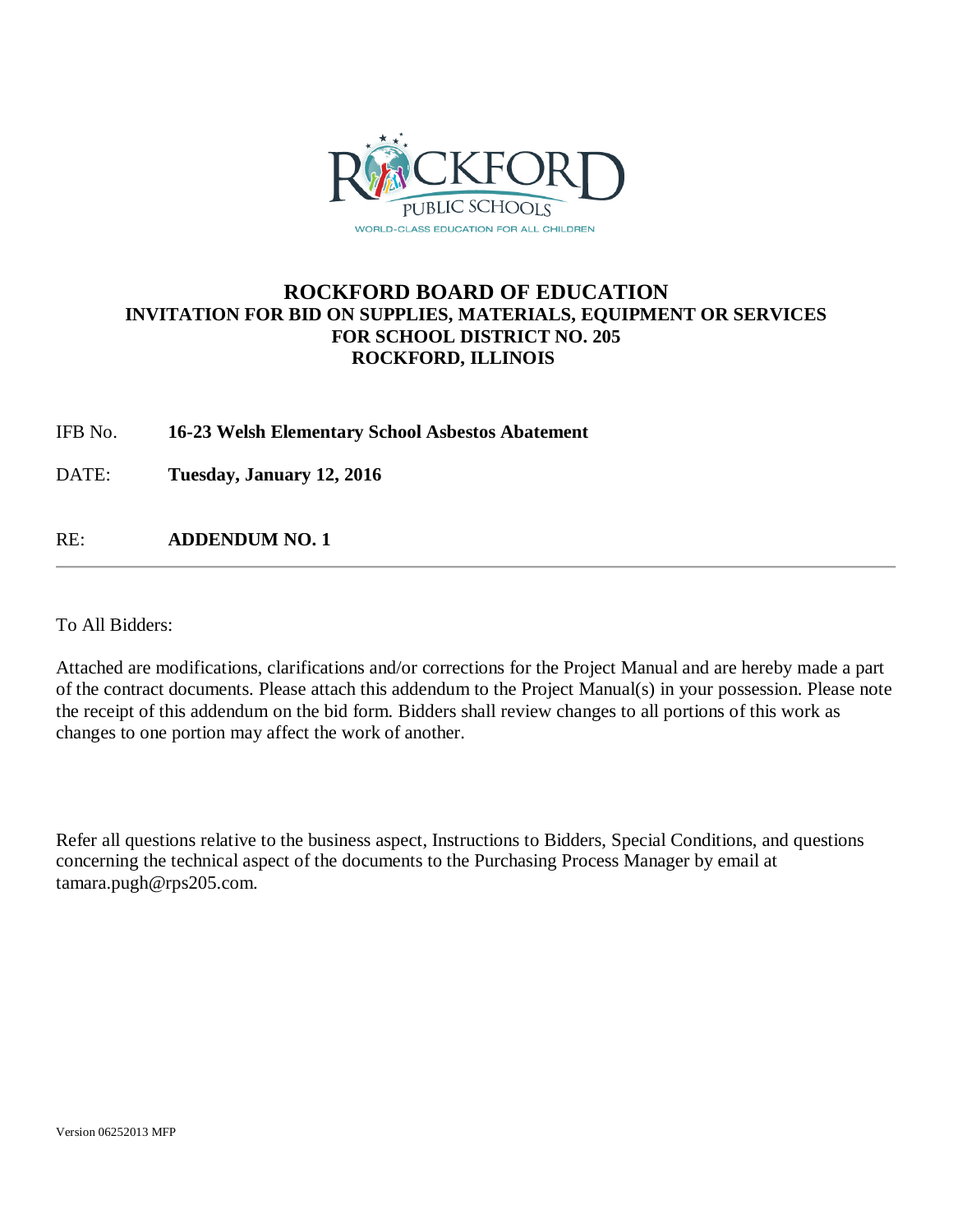# ROCKFORD BOARD OF EDUCATION

## INVITATION FOR BID ON SUPPLIES, MATERIALS, EQUIPMENT OR SERVICES FOR SCHOOL DISTRICT NO. 205 ROCKFORD, ILLINOIS

IFB No. **16-23 Welsh Elementary School Asbestos Abatement**

DATE: **Tuesday, January 12, 2016**

RE: **ADDENDUM NO. 1**

---

To All Bidders:

Attached are modifications, clarifications and/or corrections for the Project Manual and are hereby made a part of the contract documents. Please attach this addendum to the Project Manual(s) in your possession. Please note the receipt of this addendum on the bid form. Bidders shall review changes to all portions of this work as changes to one portion may affect the work of another.

Refer all questions relative to the business aspect, Instructions to Bidders, Special Conditions, and questions concerning the technical aspect of the documents to the Purchasing Process Manager by email at tamara.pugh@rps205.com.

Version 06252013 MFP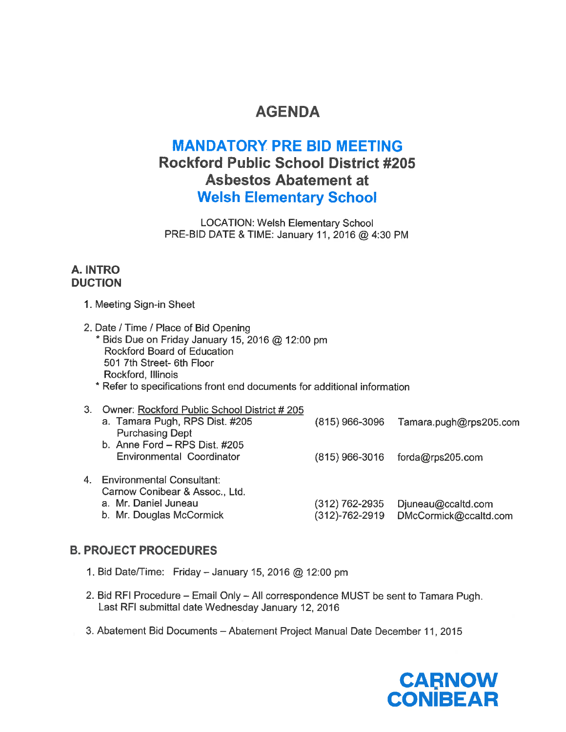# AGENDA

## MANDATORY PRE BID MEETING
## Rockford Public School District #205
## Asbestos Abatement at
## Welsh Elementary School

LOCATION: Welsh Elementary School
PRE-BID DATE & TIME: January 11, 2016 @ 4:30 PM

### A. INTRO DUCTION

1. Meeting Sign-in Sheet

2. Date / Time / Place of Bid Opening
   * Bids Due on Friday January 15, 2016 @ 12:00 pm
     Rockford Board of Education
     501 7th Street- 6th Floor
     Rockford, Illinois
   * Refer to specifications front end documents for additional information

3. Owner: Rockford Public School District # 205
   a. Tamara Pugh, RPS Dist. #205 Purchasing Dept — (815) 966-3096 — Tamara.pugh@rps205.com
   b. Anne Ford – RPS Dist. #205 Environmental Coordinator — (815) 966-3016 — forda@rps205.com

4. Environmental Consultant: Carnow Conibear & Assoc., Ltd.
   a. Mr. Daniel Juneau — (312) 762-2935 — Djuneau@ccaltd.com
   b. Mr. Douglas McCormick — (312)-762-2919 — DMcCormick@ccaltd.com

### B. PROJECT PROCEDURES

1. Bid Date/Time: Friday – January 15, 2016 @ 12:00 pm

2. Bid RFI Procedure – Email Only – All correspondence MUST be sent to Tamara Pugh. Last RFI submittal date Wednesday January 12, 2016

3. Abatement Bid Documents – Abatement Project Manual Date December 11, 2015

CARNOW CONIBEAR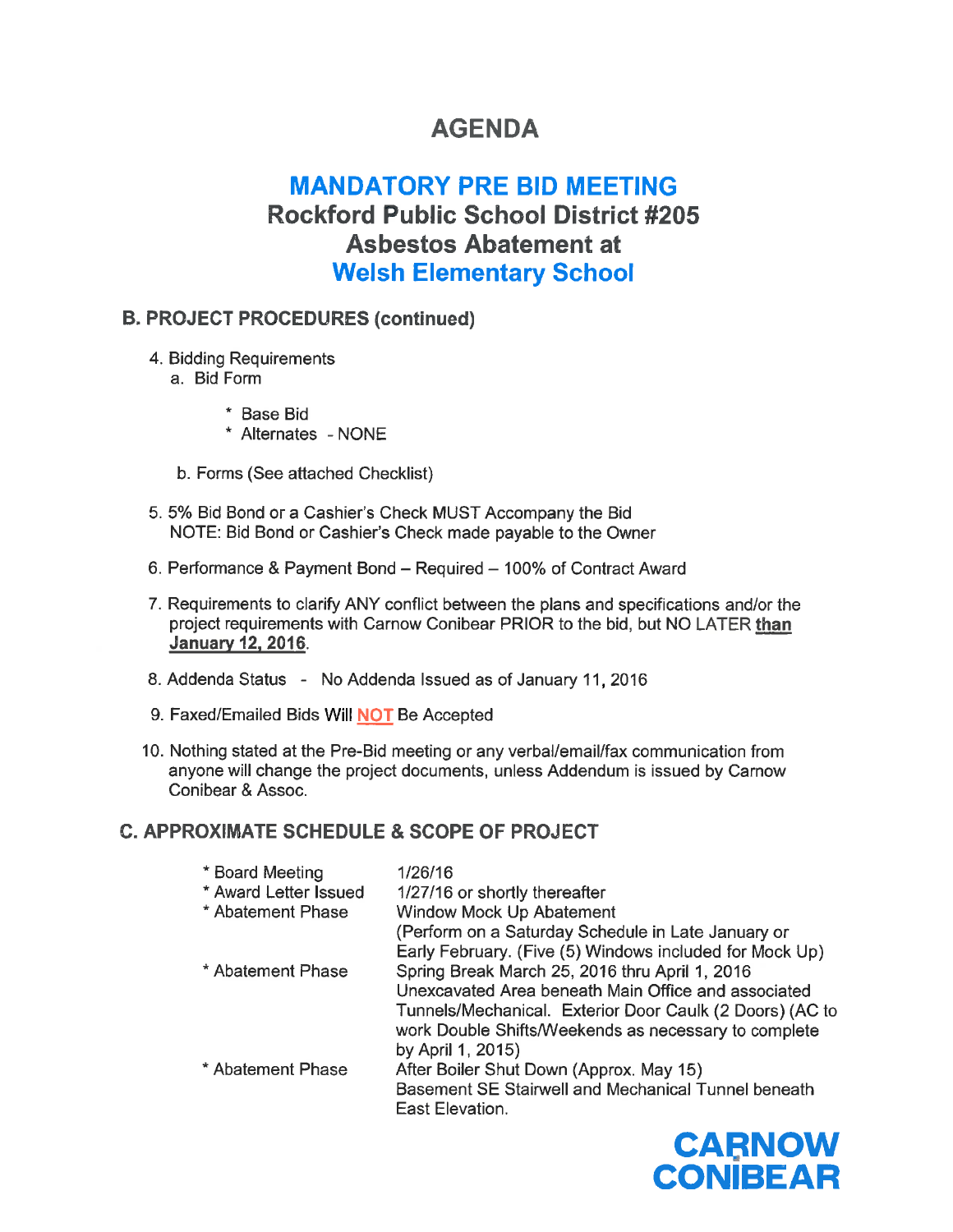# AGENDA

## MANDATORY PRE BID MEETING
## Rockford Public School District #205
## Asbestos Abatement at
## Welsh Elementary School

### B. PROJECT PROCEDURES (continued)

4. Bidding Requirements
   a. Bid Form
      * Base Bid
      * Alternates - NONE

   b. Forms (See attached Checklist)

5. 5% Bid Bond or a Cashier's Check MUST Accompany the Bid
   NOTE: Bid Bond or Cashier's Check made payable to the Owner

6. Performance & Payment Bond – Required – 100% of Contract Award

7. Requirements to clarify ANY conflict between the plans and specifications and/or the project requirements with Carnow Conibear PRIOR to the bid, but NO LATER **than January 12, 2016**.

8. Addenda Status - No Addenda Issued as of January 11, 2016

9. Faxed/Emailed Bids Will **NOT** Be Accepted

10. Nothing stated at the Pre-Bid meeting or any verbal/email/fax communication from anyone will change the project documents, unless Addendum is issued by Carnow Conibear & Assoc.

### C. APPROXIMATE SCHEDULE & SCOPE OF PROJECT

| | |
|---|---|
| * Board Meeting | 1/26/16 |
| * Award Letter Issued | 1/27/16 or shortly thereafter |
| * Abatement Phase | Window Mock Up Abatement (Perform on a Saturday Schedule in Late January or Early February. (Five (5) Windows included for Mock Up) |
| * Abatement Phase | Spring Break March 25, 2016 thru April 1, 2016 Unexcavated Area beneath Main Office and associated Tunnels/Mechanical. Exterior Door Caulk (2 Doors) (AC to work Double Shifts/Weekends as necessary to complete by April 1, 2015) |
| * Abatement Phase | After Boiler Shut Down (Approx. May 15) Basement SE Stairwell and Mechanical Tunnel beneath East Elevation. |

CARNOW CONIBEAR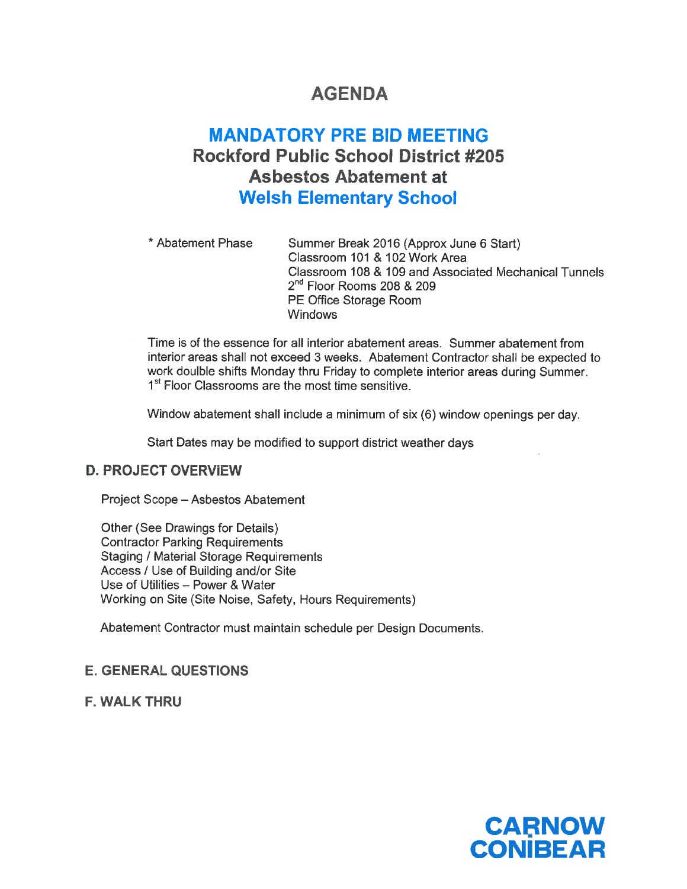# AGENDA

## MANDATORY PRE BID MEETING
## Rockford Public School District #205
## Asbestos Abatement at
## Welsh Elementary School

| * Abatement Phase | Summer Break 2016 (Approx June 6 Start) |
|---|---|
| | Classroom 101 & 102 Work Area |
| | Classroom 108 & 109 and Associated Mechanical Tunnels |
| | 2nd Floor Rooms 208 & 209 |
| | PE Office Storage Room |
| | Windows |

Time is of the essence for all interior abatement areas. Summer abatement from interior areas shall not exceed 3 weeks. Abatement Contractor shall be expected to work doulble shifts Monday thru Friday to complete interior areas during Summer. 1st Floor Classrooms are the most time sensitive.

Window abatement shall include a minimum of six (6) window openings per day.

Start Dates may be modified to support district weather days

### D. PROJECT OVERVIEW

Project Scope – Asbestos Abatement

Other (See Drawings for Details)
Contractor Parking Requirements
Staging / Material Storage Requirements
Access / Use of Building and/or Site
Use of Utilities – Power & Water
Working on Site (Site Noise, Safety, Hours Requirements)

Abatement Contractor must maintain schedule per Design Documents.

### E. GENERAL QUESTIONS

### F. WALK THRU

CARNOW CONIBEAR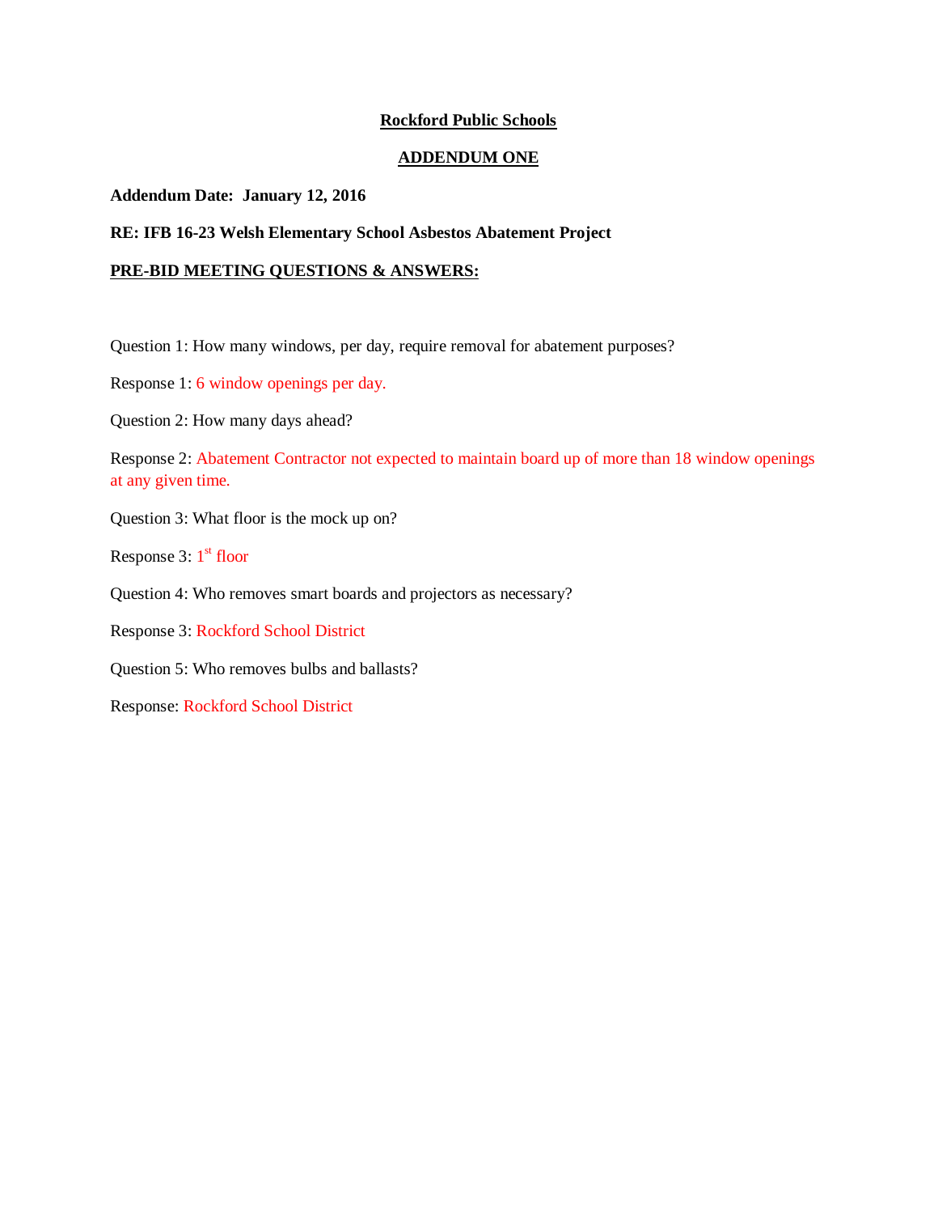**Rockford Public Schools**

**ADDENDUM ONE**

**Addendum Date: January 12, 2016**

**RE: IFB 16-23 Welsh Elementary School Asbestos Abatement Project**

**PRE-BID MEETING QUESTIONS & ANSWERS:**

Question 1: How many windows, per day, require removal for abatement purposes?

Response 1: 6 window openings per day.

Question 2: How many days ahead?

Response 2: Abatement Contractor not expected to maintain board up of more than 18 window openings at any given time.

Question 3: What floor is the mock up on?

Response 3: 1st floor

Question 4: Who removes smart boards and projectors as necessary?

Response 3: Rockford School District

Question 5: Who removes bulbs and ballasts?

Response: Rockford School District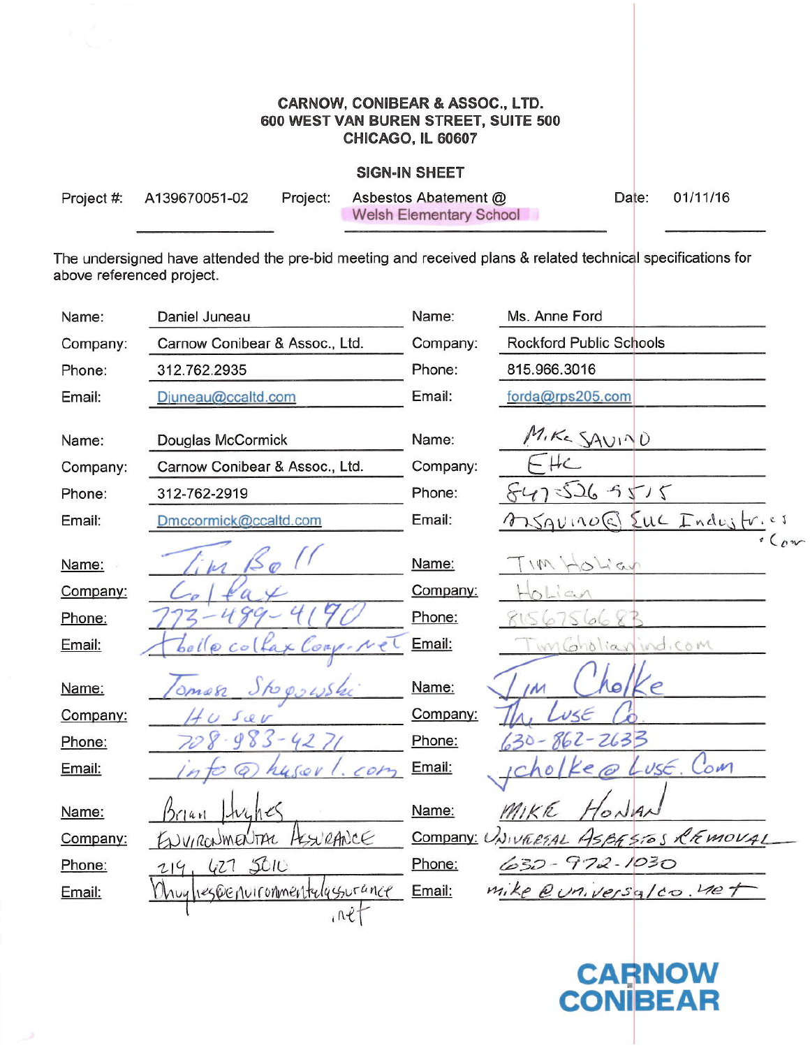**CARNOW, CONIBEAR & ASSOC., LTD.**
**600 WEST VAN BUREN STREET, SUITE 500**
**CHICAGO, IL 60607**

**SIGN-IN SHEET**

Project #: A139670051-02 Project: Asbestos Abatement @ Welsh Elementary School Date: 01/11/16

The undersigned have attended the pre-bid meeting and received plans & related technical specifications for above referenced project.

| | | | |
|---|---|---|---|
| Name: | Daniel Juneau | Name: | Ms. Anne Ford |
| Company: | Carnow Conibear & Assoc., Ltd. | Company: | Rockford Public Schools |
| Phone: | 312.762.2935 | Phone: | 815.966.3016 |
| Email: | Djuneau@ccaltd.com | Email: | forda@rps205.com |
| Name: | Douglas McCormick | Name: | Mike Savino |
| Company: | Carnow Conibear & Assoc., Ltd. | Company: | EHC |
| Phone: | 312-762-2919 | Phone: | 847-526-9515 |
| Email: | Dmccormick@ccaltd.com | Email: | msavino@EHC Industries.com |
| Name: | Tim Boll | Name: | Tim Holian |
| Company: | Colfax | Company: | Holian |
| Phone: | 773-489-4190 | Phone: | 8156756683 |
| Email: | tboll@colfax Corp.net | Email: | Tim@holianind.com |
| Name: | Tomasz Skopowski | Name: | Jim Cholke |
| Company: | Husev | Company: | The Luse Co. |
| Phone: | 708-983-4271 | Phone: | 630-862-2633 |
| Email: | info@husevl.com | Email: | jcholke@Luse.Com |
| Name: | Brian Hughes | Name: | Mike Honan |
| Company: | Environmental Assurance | Company: | Universal Asbestos Removal |
| Phone: | 219, 427 5010 | Phone: | 630-972-1030 |
| Email: | bhughes@environmentalassurance.net | Email: | mike@universalco.net |

**CARNOW CONIBEAR**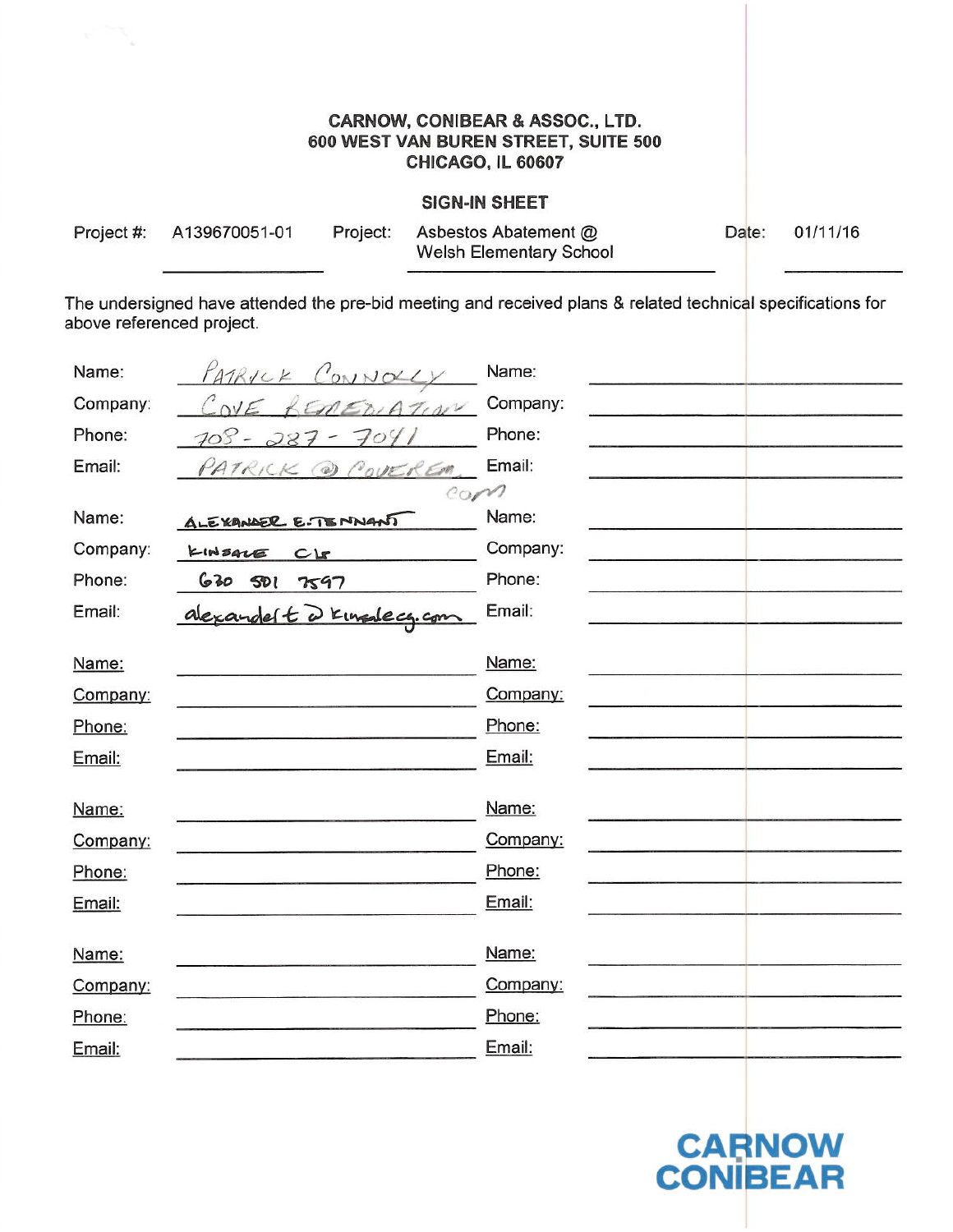**CARNOW, CONIBEAR & ASSOC., LTD.**
**600 WEST VAN BUREN STREET, SUITE 500**
**CHICAGO, IL 60607**

**SIGN-IN SHEET**

Project #: A139670051-01 Project: Asbestos Abatement @ Welsh Elementary School Date: 01/11/16

The undersigned have attended the pre-bid meeting and received plans & related technical specifications for above referenced project.

| | | | |
|---|---|---|---|
| Name: | PATRICK CONNOLLY | Name: | |
| Company: | COVE REMEDIATION | Company: | |
| Phone: | 708-287-7041 | Phone: | |
| Email: | PATRICK @ COVEREM.com | Email: | |
| Name: | ALEXANDER E. TENNANT | Name: | |
| Company: | KINSALE CIS | Company: | |
| Phone: | 630 501 7597 | Phone: | |
| Email: | alexandert@kinsalecy.com | Email: | |
| Name: | | Name: | |
| Company: | | Company: | |
| Phone: | | Phone: | |
| Email: | | Email: | |
| Name: | | Name: | |
| Company: | | Company: | |
| Phone: | | Phone: | |
| Email: | | Email: | |
| Name: | | Name: | |
| Company: | | Company: | |
| Phone: | | Phone: | |
| Email: | | Email: | |

CARNOW CONIBEAR